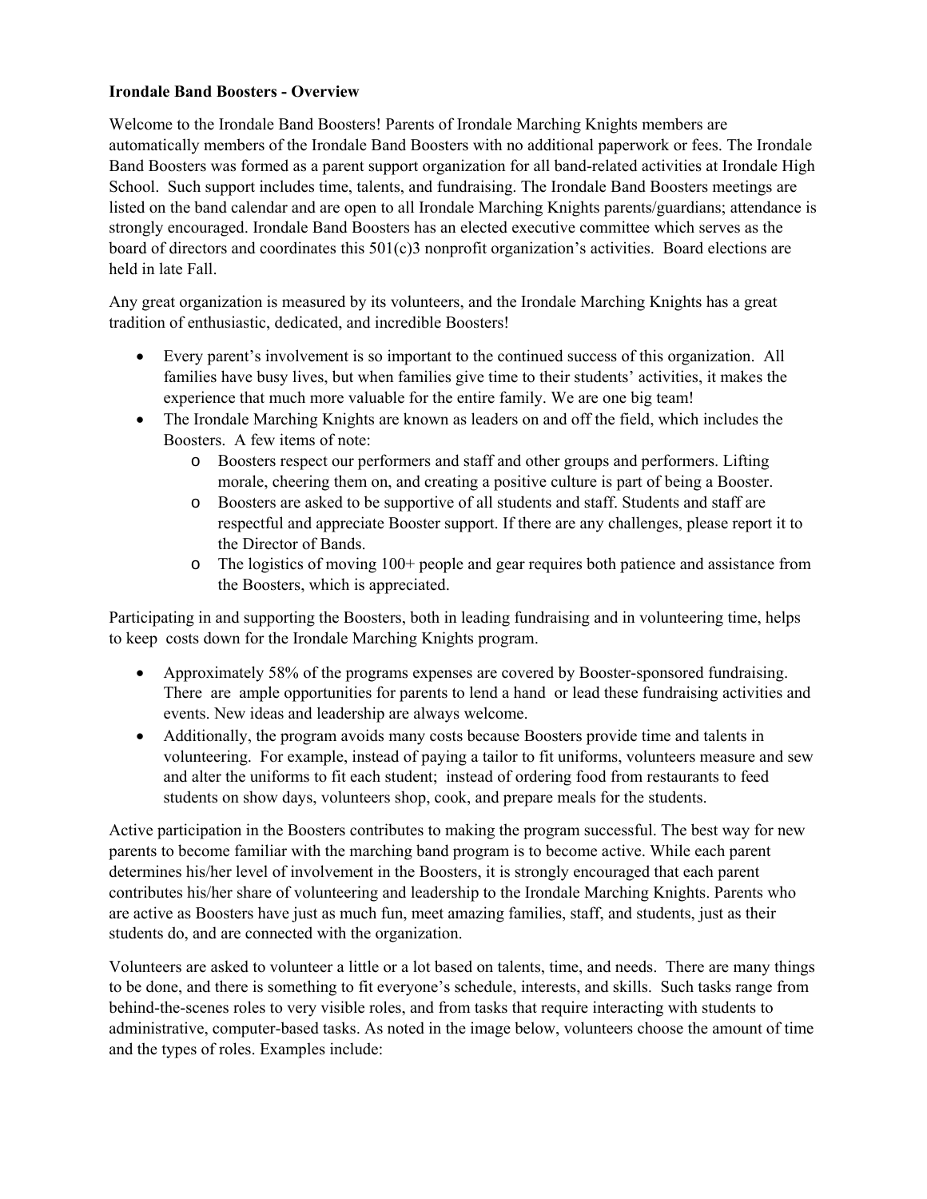**Irondale Band Boosters - Overview**

Welcome to the Irondale Band Boosters! Parents of Irondale Marching Knights members are automatically members of the Irondale Band Boosters with no additional paperwork or fees. The Irondale Band Boosters was formed as a parent support organization for all band-related activities at Irondale High School. Such support includes time, talents, and fundraising. The Irondale Band Boosters meetings are listed on the band calendar and are open to all Irondale Marching Knights parents/guardians; attendance is strongly encouraged. Irondale Band Boosters has an elected executive committee which serves as the board of directors and coordinates this 501(c)3 nonprofit organization's activities. Board elections are held in late Fall.

Any great organization is measured by its volunteers, and the Irondale Marching Knights has a great tradition of enthusiastic, dedicated, and incredible Boosters!

- Every parent's involvement is so important to the continued success of this organization. All families have busy lives, but when families give time to their students' activities, it makes the experience that much more valuable for the entire family. We are one big team!
- The Irondale Marching Knights are known as leaders on and off the field, which includes the Boosters. A few items of note:
  - Boosters respect our performers and staff and other groups and performers. Lifting morale, cheering them on, and creating a positive culture is part of being a Booster.
  - Boosters are asked to be supportive of all students and staff. Students and staff are respectful and appreciate Booster support. If there are any challenges, please report it to the Director of Bands.
  - The logistics of moving 100+ people and gear requires both patience and assistance from the Boosters, which is appreciated.

Participating in and supporting the Boosters, both in leading fundraising and in volunteering time, helps to keep costs down for the Irondale Marching Knights program.

- Approximately 58% of the programs expenses are covered by Booster-sponsored fundraising. There are ample opportunities for parents to lend a hand or lead these fundraising activities and events. New ideas and leadership are always welcome.
- Additionally, the program avoids many costs because Boosters provide time and talents in volunteering. For example, instead of paying a tailor to fit uniforms, volunteers measure and sew and alter the uniforms to fit each student; instead of ordering food from restaurants to feed students on show days, volunteers shop, cook, and prepare meals for the students.

Active participation in the Boosters contributes to making the program successful. The best way for new parents to become familiar with the marching band program is to become active. While each parent determines his/her level of involvement in the Boosters, it is strongly encouraged that each parent contributes his/her share of volunteering and leadership to the Irondale Marching Knights. Parents who are active as Boosters have just as much fun, meet amazing families, staff, and students, just as their students do, and are connected with the organization.

Volunteers are asked to volunteer a little or a lot based on talents, time, and needs. There are many things to be done, and there is something to fit everyone's schedule, interests, and skills. Such tasks range from behind-the-scenes roles to very visible roles, and from tasks that require interacting with students to administrative, computer-based tasks. As noted in the image below, volunteers choose the amount of time and the types of roles. Examples include: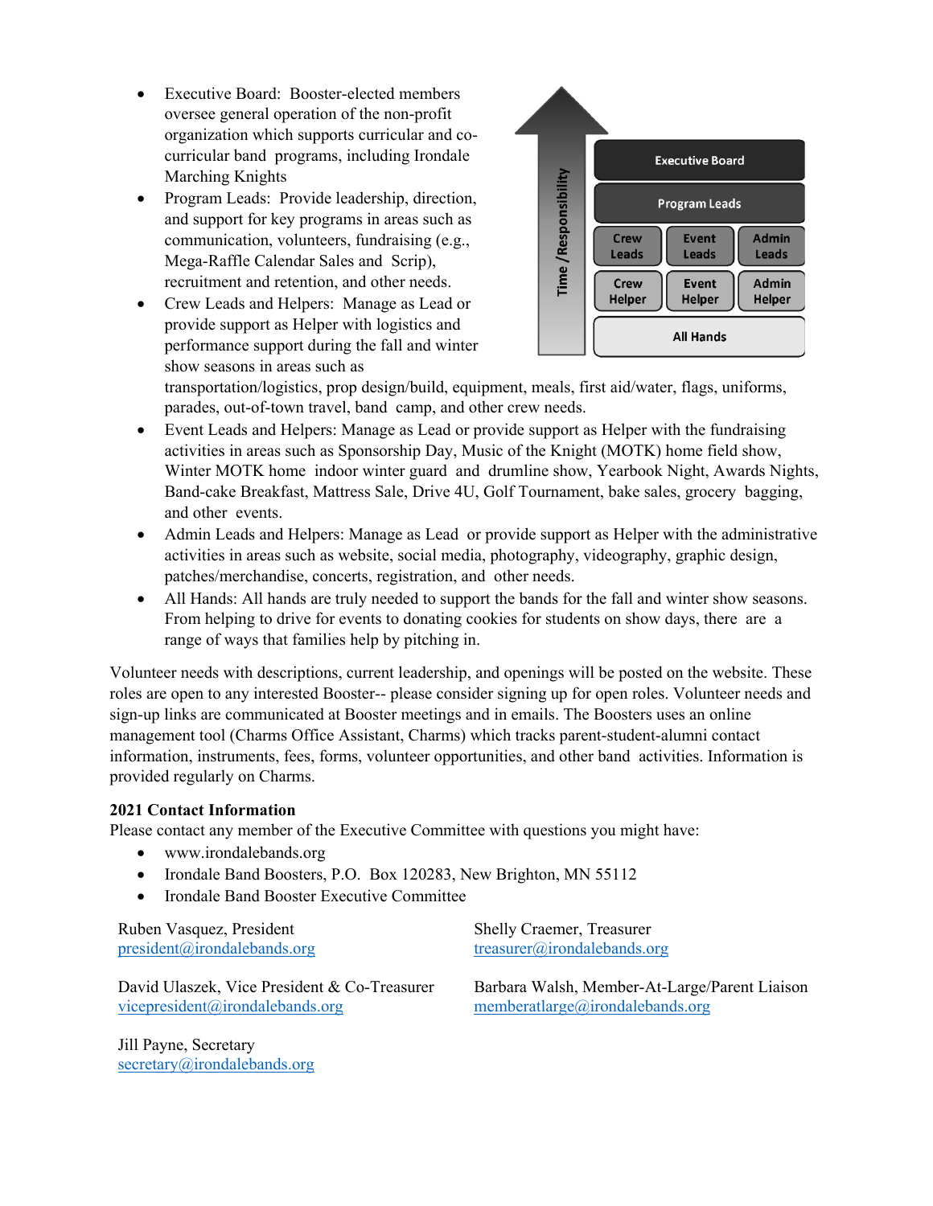- Executive Board: Booster-elected members oversee general operation of the non-profit organization which supports curricular and co-curricular band programs, including Irondale Marching Knights
- Program Leads: Provide leadership, direction, and support for key programs in areas such as communication, volunteers, fundraising (e.g., Mega-Raffle Calendar Sales and Scrip), recruitment and retention, and other needs.
- Crew Leads and Helpers: Manage as Lead or provide support as Helper with logistics and performance support during the fall and winter show seasons in areas such as transportation/logistics, prop design/build, equipment, meals, first aid/water, flags, uniforms, parades, out-of-town travel, band camp, and other crew needs.
- Event Leads and Helpers: Manage as Lead or provide support as Helper with the fundraising activities in areas such as Sponsorship Day, Music of the Knight (MOTK) home field show, Winter MOTK home indoor winter guard and drumline show, Yearbook Night, Awards Nights, Band-cake Breakfast, Mattress Sale, Drive 4U, Golf Tournament, bake sales, grocery bagging, and other events.
- Admin Leads and Helpers: Manage as Lead or provide support as Helper with the administrative activities in areas such as website, social media, photography, videography, graphic design, patches/merchandise, concerts, registration, and other needs.
- All Hands: All hands are truly needed to support the bands for the fall and winter show seasons. From helping to drive for events to donating cookies for students on show days, there are a range of ways that families help by pitching in.

Time / Responsibility

Executive Board

Program Leads

Crew Leads

Event Leads

Admin Leads

Crew Helper

Event Helper

Admin Helper

All Hands

Volunteer needs with descriptions, current leadership, and openings will be posted on the website. These roles are open to any interested Booster-- please consider signing up for open roles. Volunteer needs and sign-up links are communicated at Booster meetings and in emails. The Boosters uses an online management tool (Charms Office Assistant, Charms) which tracks parent-student-alumni contact information, instruments, fees, forms, volunteer opportunities, and other band activities. Information is provided regularly on Charms.

**2021 Contact Information**

Please contact any member of the Executive Committee with questions you might have:

- www.irondalebands.org
- Irondale Band Boosters, P.O. Box 120283, New Brighton, MN 55112
- Irondale Band Booster Executive Committee

Ruben Vasquez, President
president@irondalebands.org

David Ulaszek, Vice President & Co-Treasurer
vicepresident@irondalebands.org

Jill Payne, Secretary
secretary@irondalebands.org

Shelly Craemer, Treasurer
treasurer@irondalebands.org

Barbara Walsh, Member-At-Large/Parent Liaison
memberatlarge@irondalebands.org